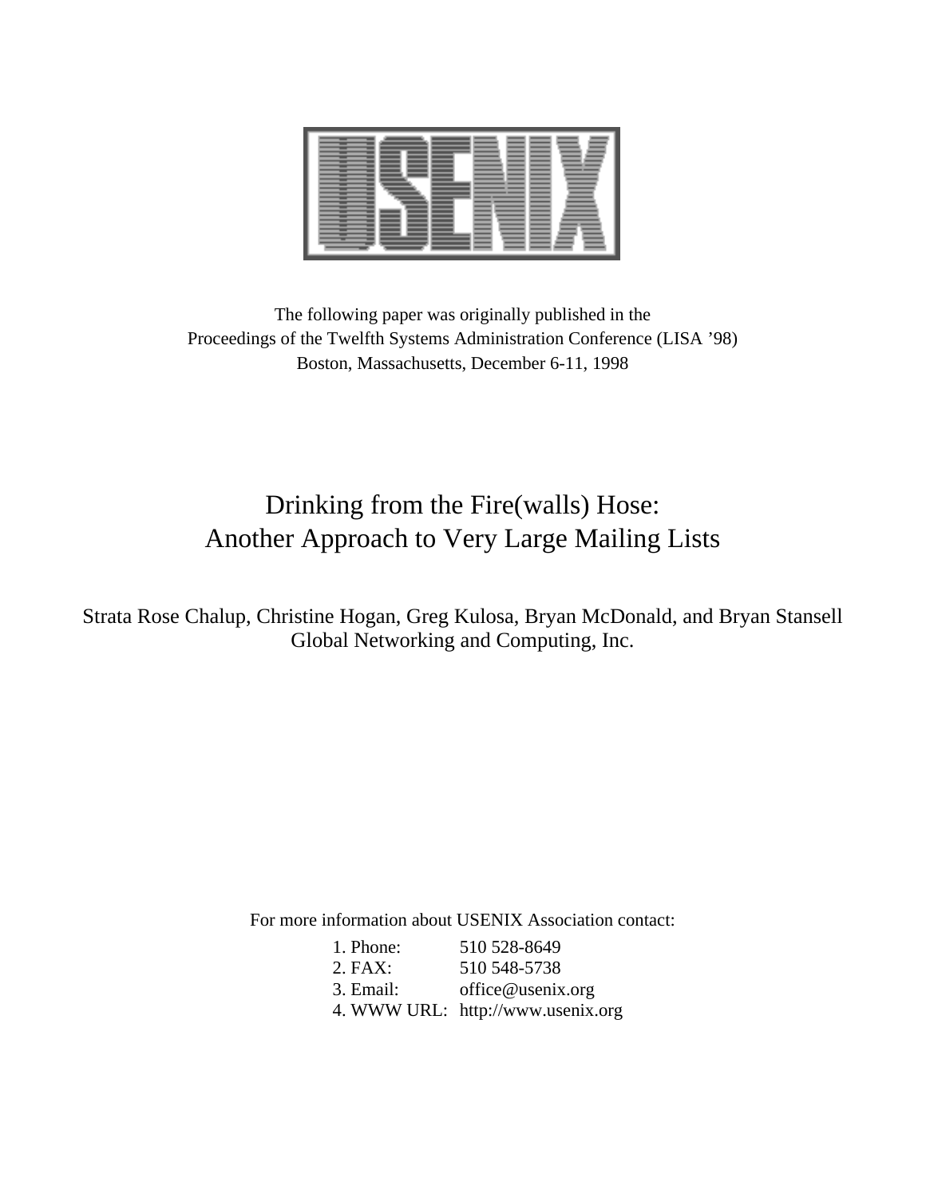USENIX

The following paper was originally published in the
Proceedings of the Twelfth Systems Administration Conference (LISA '98)
Boston, Massachusetts, December 6-11, 1998

# Drinking from the Fire(walls) Hose: Another Approach to Very Large Mailing Lists

Strata Rose Chalup, Christine Hogan, Greg Kulosa, Bryan McDonald, and Bryan Stansell
Global Networking and Computing, Inc.

For more information about USENIX Association contact:

1. Phone: 510 528-8649
2. FAX: 510 548-5738
3. Email: office@usenix.org
4. WWW URL: http://www.usenix.org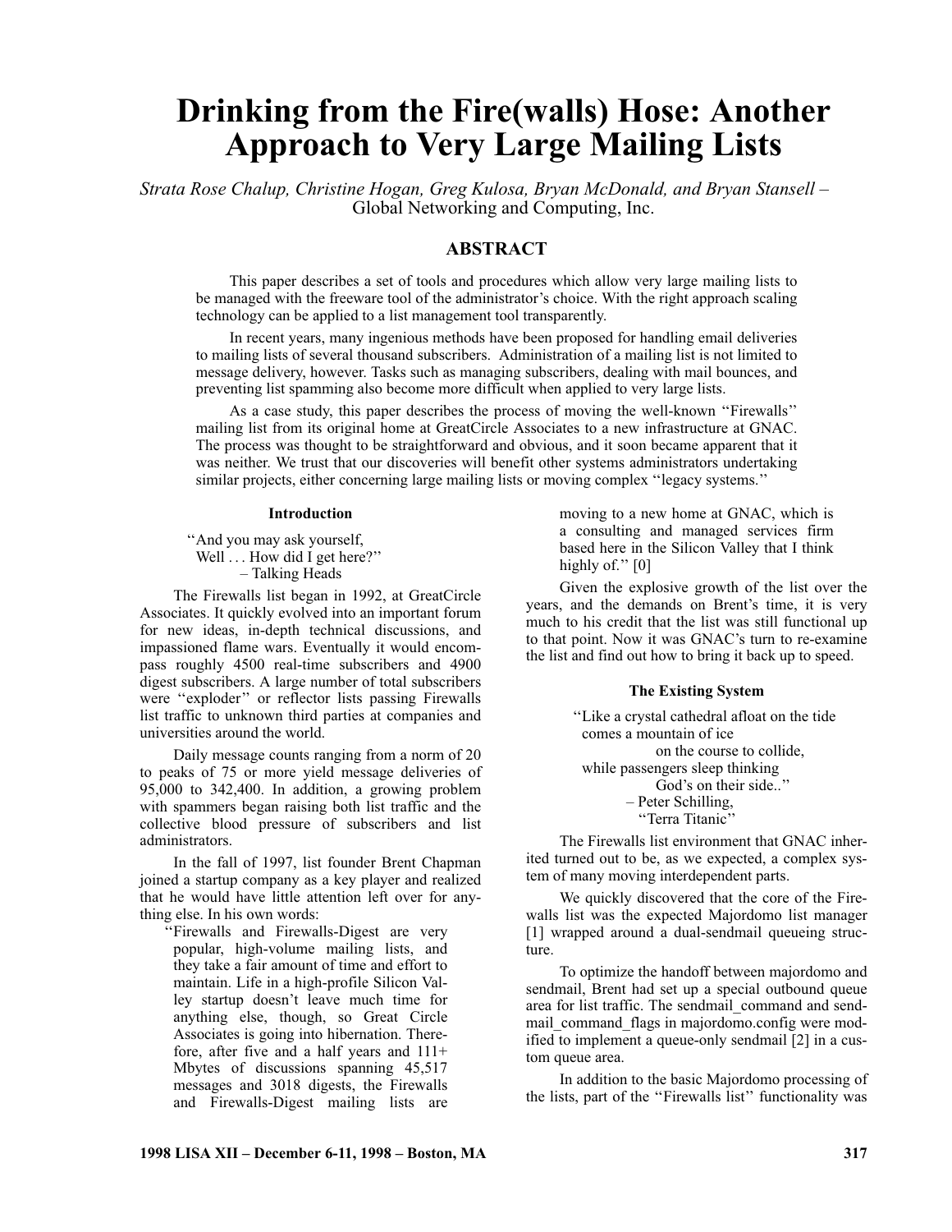# Drinking from the Fire(walls) Hose: Another Approach to Very Large Mailing Lists

*Strata Rose Chalup, Christine Hogan, Greg Kulosa, Bryan McDonald, and Bryan Stansell –* Global Networking and Computing, Inc.

## ABSTRACT

This paper describes a set of tools and procedures which allow very large mailing lists to be managed with the freeware tool of the administrator's choice. With the right approach scaling technology can be applied to a list management tool transparently.

In recent years, many ingenious methods have been proposed for handling email deliveries to mailing lists of several thousand subscribers. Administration of a mailing list is not limited to message delivery, however. Tasks such as managing subscribers, dealing with mail bounces, and preventing list spamming also become more difficult when applied to very large lists.

As a case study, this paper describes the process of moving the well-known ''Firewalls'' mailing list from its original home at GreatCircle Associates to a new infrastructure at GNAC. The process was thought to be straightforward and obvious, and it soon became apparent that it was neither. We trust that our discoveries will benefit other systems administrators undertaking similar projects, either concerning large mailing lists or moving complex ''legacy systems.''

### Introduction

> ''And you may ask yourself,
> Well . . . How did I get here?''
> – Talking Heads

The Firewalls list began in 1992, at GreatCircle Associates. It quickly evolved into an important forum for new ideas, in-depth technical discussions, and impassioned flame wars. Eventually it would encompass roughly 4500 real-time subscribers and 4900 digest subscribers. A large number of total subscribers were ''exploder'' or reflector lists passing Firewalls list traffic to unknown third parties at companies and universities around the world.

Daily message counts ranging from a norm of 20 to peaks of 75 or more yield message deliveries of 95,000 to 342,400. In addition, a growing problem with spammers began raising both list traffic and the collective blood pressure of subscribers and list administrators.

In the fall of 1997, list founder Brent Chapman joined a startup company as a key player and realized that he would have little attention left over for anything else. In his own words:

> ''Firewalls and Firewalls-Digest are very popular, high-volume mailing lists, and they take a fair amount of time and effort to maintain. Life in a high-profile Silicon Valley startup doesn't leave much time for anything else, though, so Great Circle Associates is going into hibernation. Therefore, after five and a half years and 111+ Mbytes of discussions spanning 45,517 messages and 3018 digests, the Firewalls and Firewalls-Digest mailing lists are moving to a new home at GNAC, which is a consulting and managed services firm based here in the Silicon Valley that I think highly of.'' [0]

Given the explosive growth of the list over the years, and the demands on Brent's time, it is very much to his credit that the list was still functional up to that point. Now it was GNAC's turn to re-examine the list and find out how to bring it back up to speed.

### The Existing System

> ''Like a crystal cathedral afloat on the tide
> comes a mountain of ice
> on the course to collide,
> while passengers sleep thinking
> God's on their side..''
> – Peter Schilling,
> ''Terra Titanic''

The Firewalls list environment that GNAC inherited turned out to be, as we expected, a complex system of many moving interdependent parts.

We quickly discovered that the core of the Firewalls list was the expected Majordomo list manager [1] wrapped around a dual-sendmail queueing structure.

To optimize the handoff between majordomo and sendmail, Brent had set up a special outbound queue area for list traffic. The sendmail_command and sendmail_command_flags in majordomo.config were modified to implement a queue-only sendmail [2] in a custom queue area.

In addition to the basic Majordomo processing of the lists, part of the ''Firewalls list'' functionality was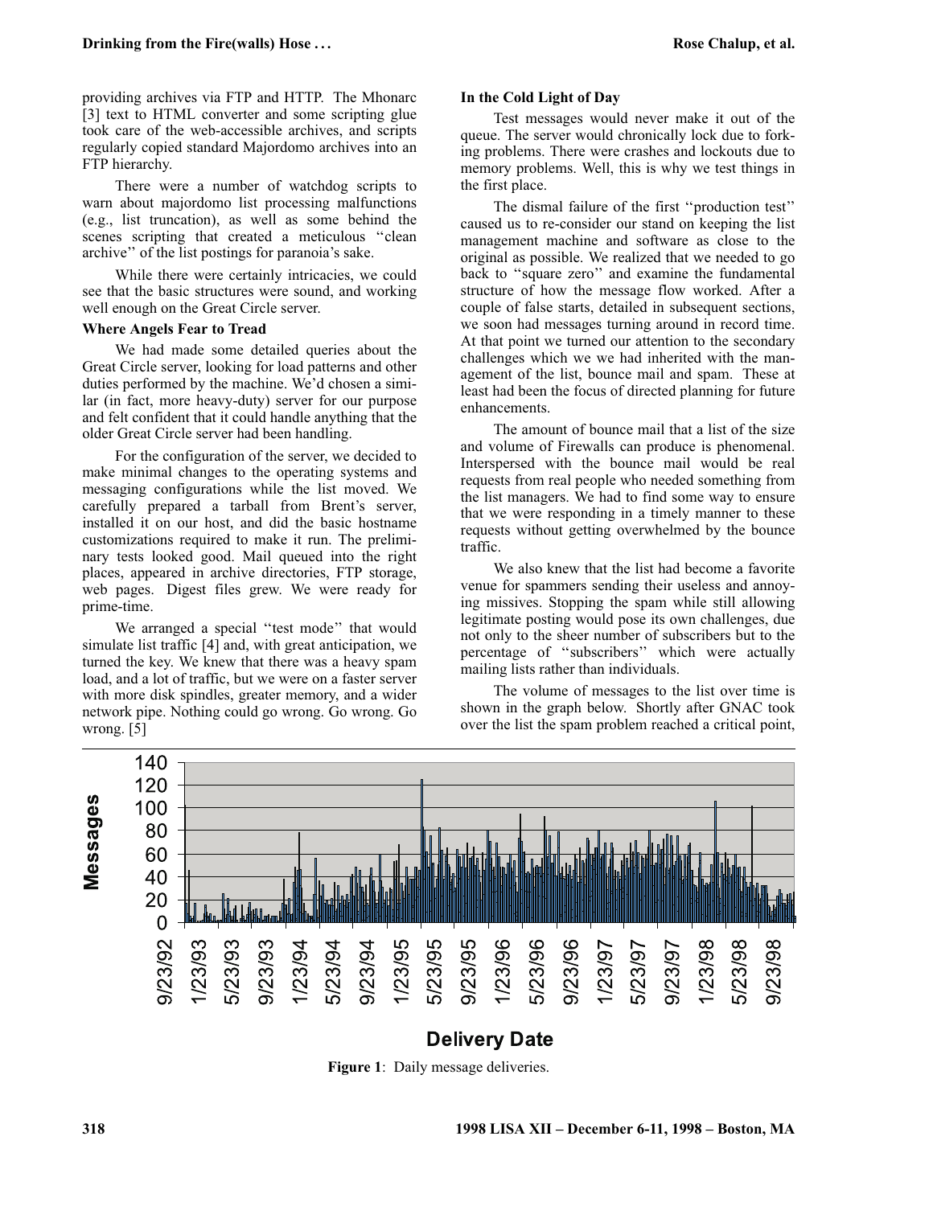providing archives via FTP and HTTP. The Mhonarc [3] text to HTML converter and some scripting glue took care of the web-accessible archives, and scripts regularly copied standard Majordomo archives into an FTP hierarchy.

There were a number of watchdog scripts to warn about majordomo list processing malfunctions (e.g., list truncation), as well as some behind the scenes scripting that created a meticulous "clean archive" of the list postings for paranoia's sake.

While there were certainly intricacies, we could see that the basic structures were sound, and working well enough on the Great Circle server.

### Where Angels Fear to Tread

We had made some detailed queries about the Great Circle server, looking for load patterns and other duties performed by the machine. We'd chosen a similar (in fact, more heavy-duty) server for our purpose and felt confident that it could handle anything that the older Great Circle server had been handling.

For the configuration of the server, we decided to make minimal changes to the operating systems and messaging configurations while the list moved. We carefully prepared a tarball from Brent's server, installed it on our host, and did the basic hostname customizations required to make it run. The preliminary tests looked good. Mail queued into the right places, appeared in archive directories, FTP storage, web pages. Digest files grew. We were ready for prime-time.

We arranged a special "test mode" that would simulate list traffic [4] and, with great anticipation, we turned the key. We knew that there was a heavy spam load, and a lot of traffic, but we were on a faster server with more disk spindles, greater memory, and a wider network pipe. Nothing could go wrong. Go wrong. Go wrong. [5]

### In the Cold Light of Day

Test messages would never make it out of the queue. The server would chronically lock due to forking problems. There were crashes and lockouts due to memory problems. Well, this is why we test things in the first place.

The dismal failure of the first "production test" caused us to re-consider our stand on keeping the list management machine and software as close to the original as possible. We realized that we needed to go back to "square zero" and examine the fundamental structure of how the message flow worked. After a couple of false starts, detailed in subsequent sections, we soon had messages turning around in record time. At that point we turned our attention to the secondary challenges which we we had inherited with the management of the list, bounce mail and spam. These at least had been the focus of directed planning for future enhancements.

The amount of bounce mail that a list of the size and volume of Firewalls can produce is phenomenal. Interspersed with the bounce mail would be real requests from real people who needed something from the list managers. We had to find some way to ensure that we were responding in a timely manner to these requests without getting overwhelmed by the bounce traffic.

We also knew that the list had become a favorite venue for spammers sending their useless and annoying missives. Stopping the spam while still allowing legitimate posting would pose its own challenges, due not only to the sheer number of subscribers but to the percentage of "subscribers" which were actually mailing lists rather than individuals.

The volume of messages to the list over time is shown in the graph below. Shortly after GNAC took over the list the spam problem reached a critical point,

**Figure 1**: Daily message deliveries.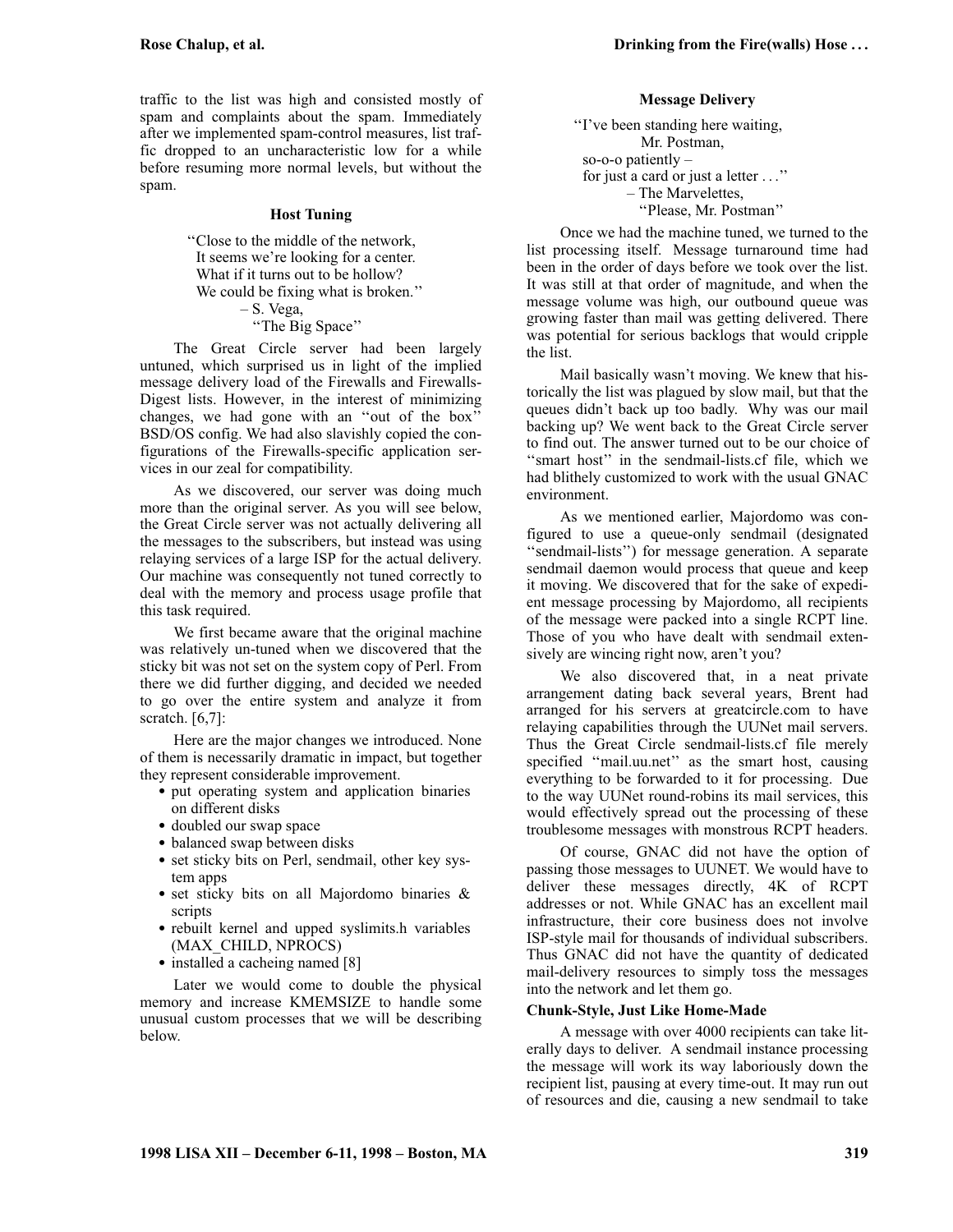traffic to the list was high and consisted mostly of spam and complaints about the spam. Immediately after we implemented spam-control measures, list traffic dropped to an uncharacteristic low for a while before resuming more normal levels, but without the spam.

### Host Tuning

> ''Close to the middle of the network,
> It seems we're looking for a center.
> What if it turns out to be hollow?
> We could be fixing what is broken.''
> – S. Vega,
> ''The Big Space''

The Great Circle server had been largely untuned, which surprised us in light of the implied message delivery load of the Firewalls and Firewalls-Digest lists. However, in the interest of minimizing changes, we had gone with an ''out of the box'' BSD/OS config. We had also slavishly copied the configurations of the Firewalls-specific application services in our zeal for compatibility.

As we discovered, our server was doing much more than the original server. As you will see below, the Great Circle server was not actually delivering all the messages to the subscribers, but instead was using relaying services of a large ISP for the actual delivery. Our machine was consequently not tuned correctly to deal with the memory and process usage profile that this task required.

We first became aware that the original machine was relatively un-tuned when we discovered that the sticky bit was not set on the system copy of Perl. From there we did further digging, and decided we needed to go over the entire system and analyze it from scratch. [6,7]:

Here are the major changes we introduced. None of them is necessarily dramatic in impact, but together they represent considerable improvement.

- put operating system and application binaries on different disks
- doubled our swap space
- balanced swap between disks
- set sticky bits on Perl, sendmail, other key system apps
- set sticky bits on all Majordomo binaries & scripts
- rebuilt kernel and upped syslimits.h variables (MAX_CHILD, NPROCS)
- installed a cacheing named [8]

Later we would come to double the physical memory and increase KMEMSIZE to handle some unusual custom processes that we will be describing below.

### Message Delivery

> ''I've been standing here waiting,
> Mr. Postman,
> so-o-o patiently –
> for just a card or just a letter . . .''
> – The Marvelettes,
> ''Please, Mr. Postman''

Once we had the machine tuned, we turned to the list processing itself. Message turnaround time had been in the order of days before we took over the list. It was still at that order of magnitude, and when the message volume was high, our outbound queue was growing faster than mail was getting delivered. There was potential for serious backlogs that would cripple the list.

Mail basically wasn't moving. We knew that historically the list was plagued by slow mail, but that the queues didn't back up too badly. Why was our mail backing up? We went back to the Great Circle server to find out. The answer turned out to be our choice of ''smart host'' in the sendmail-lists.cf file, which we had blithely customized to work with the usual GNAC environment.

As we mentioned earlier, Majordomo was configured to use a queue-only sendmail (designated ''sendmail-lists'') for message generation. A separate sendmail daemon would process that queue and keep it moving. We discovered that for the sake of expedient message processing by Majordomo, all recipients of the message were packed into a single RCPT line. Those of you who have dealt with sendmail extensively are wincing right now, aren't you?

We also discovered that, in a neat private arrangement dating back several years, Brent had arranged for his servers at greatcircle.com to have relaying capabilities through the UUNet mail servers. Thus the Great Circle sendmail-lists.cf file merely specified ''mail.uu.net'' as the smart host, causing everything to be forwarded to it for processing. Due to the way UUNet round-robins its mail services, this would effectively spread out the processing of these troublesome messages with monstrous RCPT headers.

Of course, GNAC did not have the option of passing those messages to UUNET. We would have to deliver these messages directly, 4K of RCPT addresses or not. While GNAC has an excellent mail infrastructure, their core business does not involve ISP-style mail for thousands of individual subscribers. Thus GNAC did not have the quantity of dedicated mail-delivery resources to simply toss the messages into the network and let them go.

#### Chunk-Style, Just Like Home-Made

A message with over 4000 recipients can take literally days to deliver. A sendmail instance processing the message will work its way laboriously down the recipient list, pausing at every time-out. It may run out of resources and die, causing a new sendmail to take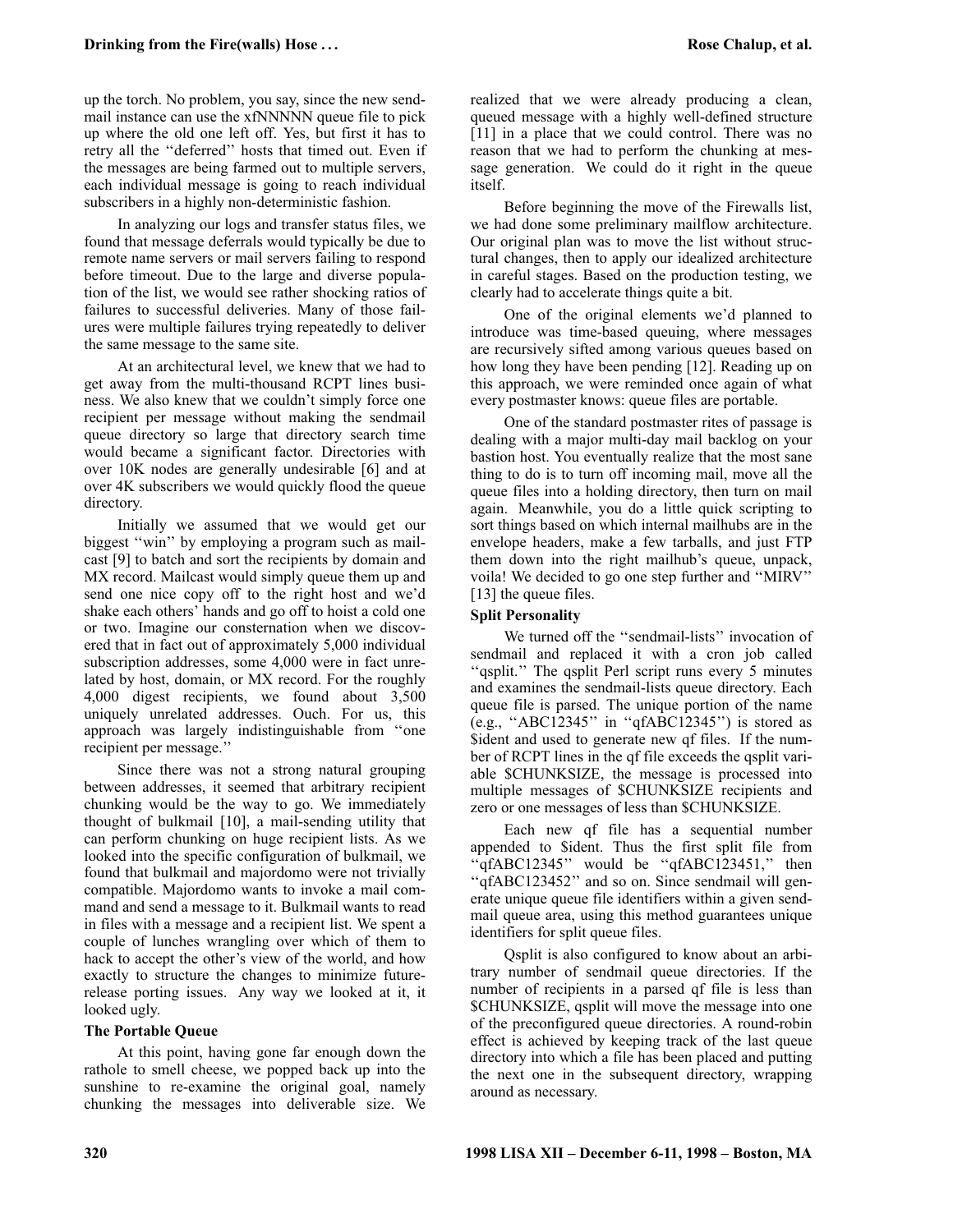up the torch. No problem, you say, since the new sendmail instance can use the xfNNNNNN queue file to pick up where the old one left off. Yes, but first it has to retry all the ''deferred'' hosts that timed out. Even if the messages are being farmed out to multiple servers, each individual message is going to reach individual subscribers in a highly non-deterministic fashion.

In analyzing our logs and transfer status files, we found that message deferrals would typically be due to remote name servers or mail servers failing to respond before timeout. Due to the large and diverse population of the list, we would see rather shocking ratios of failures to successful deliveries. Many of those failures were multiple failures trying repeatedly to deliver the same message to the same site.

At an architectural level, we knew that we had to get away from the multi-thousand RCPT lines business. We also knew that we couldn't simply force one recipient per message without making the sendmail queue directory so large that directory search time would became a significant factor. Directories with over 10K nodes are generally undesirable [6] and at over 4K subscribers we would quickly flood the queue directory.

Initially we assumed that we would get our biggest ''win'' by employing a program such as mailcast [9] to batch and sort the recipients by domain and MX record. Mailcast would simply queue them up and send one nice copy off to the right host and we'd shake each others' hands and go off to hoist a cold one or two. Imagine our consternation when we discovered that in fact out of approximately 5,000 individual subscription addresses, some 4,000 were in fact unrelated by host, domain, or MX record. For the roughly 4,000 digest recipients, we found about 3,500 uniquely unrelated addresses. Ouch. For us, this approach was largely indistinguishable from ''one recipient per message.''

Since there was not a strong natural grouping between addresses, it seemed that arbitrary recipient chunking would be the way to go. We immediately thought of bulkmail [10], a mail-sending utility that can perform chunking on huge recipient lists. As we looked into the specific configuration of bulkmail, we found that bulkmail and majordomo were not trivially compatible. Majordomo wants to invoke a mail command and send a message to it. Bulkmail wants to read in files with a message and a recipient list. We spent a couple of lunches wrangling over which of them to hack to accept the other's view of the world, and how exactly to structure the changes to minimize future-release porting issues. Any way we looked at it, it looked ugly.

### The Portable Queue

At this point, having gone far enough down the rathole to smell cheese, we popped back up into the sunshine to re-examine the original goal, namely chunking the messages into deliverable size. We realized that we were already producing a clean, queued message with a highly well-defined structure [11] in a place that we could control. There was no reason that we had to perform the chunking at message generation. We could do it right in the queue itself.

Before beginning the move of the Firewalls list, we had done some preliminary mailflow architecture. Our original plan was to move the list without structural changes, then to apply our idealized architecture in careful stages. Based on the production testing, we clearly had to accelerate things quite a bit.

One of the original elements we'd planned to introduce was time-based queuing, where messages are recursively sifted among various queues based on how long they have been pending [12]. Reading up on this approach, we were reminded once again of what every postmaster knows: queue files are portable.

One of the standard postmaster rites of passage is dealing with a major multi-day mail backlog on your bastion host. You eventually realize that the most sane thing to do is to turn off incoming mail, move all the queue files into a holding directory, then turn on mail again. Meanwhile, you do a little quick scripting to sort things based on which internal mailhubs are in the envelope headers, make a few tarballs, and just FTP them down into the right mailhub's queue, unpack, voila! We decided to go one step further and ''MIRV'' [13] the queue files.

### Split Personality

We turned off the ''sendmail-lists'' invocation of sendmail and replaced it with a cron job called ''qsplit.'' The qsplit Perl script runs every 5 minutes and examines the sendmail-lists queue directory. Each queue file is parsed. The unique portion of the name (e.g., ''ABC12345'' in ''qfABC12345'') is stored as $ident and used to generate new qf files. If the number of RCPT lines in the qf file exceeds the qsplit variable $CHUNKSIZE, the message is processed into multiple messages of $CHUNKSIZE recipients and zero or one messages of less than $CHUNKSIZE.

Each new qf file has a sequential number appended to $ident. Thus the first split file from ''qfABC12345'' would be ''qfABC123451,'' then ''qfABC123452'' and so on. Since sendmail will generate unique queue file identifiers within a given sendmail queue area, using this method guarantees unique identifiers for split queue files.

Qsplit is also configured to know about an arbitrary number of sendmail queue directories. If the number of recipients in a parsed qf file is less than $CHUNKSIZE, qsplit will move the message into one of the preconfigured queue directories. A round-robin effect is achieved by keeping track of the last queue directory into which a file has been placed and putting the next one in the subsequent directory, wrapping around as necessary.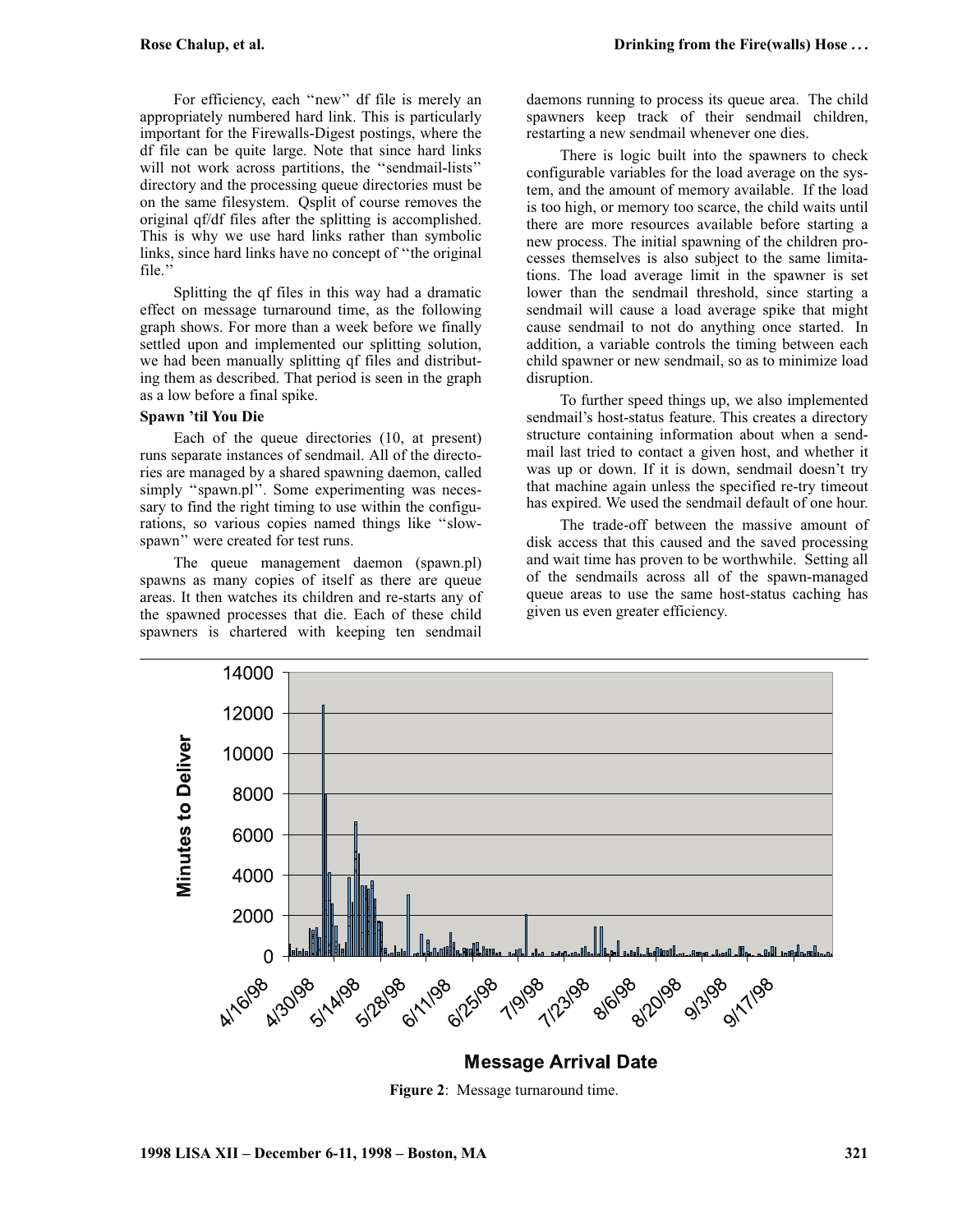For efficiency, each "new" df file is merely an appropriately numbered hard link. This is particularly important for the Firewalls-Digest postings, where the df file can be quite large. Note that since hard links will not work across partitions, the "sendmail-lists" directory and the processing queue directories must be on the same filesystem. Qsplit of course removes the original qf/df files after the splitting is accomplished. This is why we use hard links rather than symbolic links, since hard links have no concept of "the original file."

Splitting the qf files in this way had a dramatic effect on message turnaround time, as the following graph shows. For more than a week before we finally settled upon and implemented our splitting solution, we had been manually splitting qf files and distributing them as described. That period is seen in the graph as a low before a final spike.

### Spawn 'til You Die

Each of the queue directories (10, at present) runs separate instances of sendmail. All of the directories are managed by a shared spawning daemon, called simply "spawn.pl". Some experimenting was necessary to find the right timing to use within the configurations, so various copies named things like "slowspawn" were created for test runs.

The queue management daemon (spawn.pl) spawns as many copies of itself as there are queue areas. It then watches its children and re-starts any of the spawned processes that die. Each of these child spawners is chartered with keeping ten sendmail daemons running to process its queue area. The child spawners keep track of their sendmail children, restarting a new sendmail whenever one dies.

There is logic built into the spawners to check configurable variables for the load average on the system, and the amount of memory available. If the load is too high, or memory too scarce, the child waits until there are more resources available before starting a new process. The initial spawning of the children processes themselves is also subject to the same limitations. The load average limit in the spawner is set lower than the sendmail threshold, since starting a sendmail will cause a load average spike that might cause sendmail to not do anything once started. In addition, a variable controls the timing between each child spawner or new sendmail, so as to minimize load disruption.

To further speed things up, we also implemented sendmail's host-status feature. This creates a directory structure containing information about when a sendmail last tried to contact a given host, and whether it was up or down. If it is down, sendmail doesn't try that machine again unless the specified re-try timeout has expired. We used the sendmail default of one hour.

The trade-off between the massive amount of disk access that this caused and the saved processing and wait time has proven to be worthwhile. Setting all of the sendmails across all of the spawn-managed queue areas to use the same host-status caching has given us even greater efficiency.

**Figure 2**: Message turnaround time.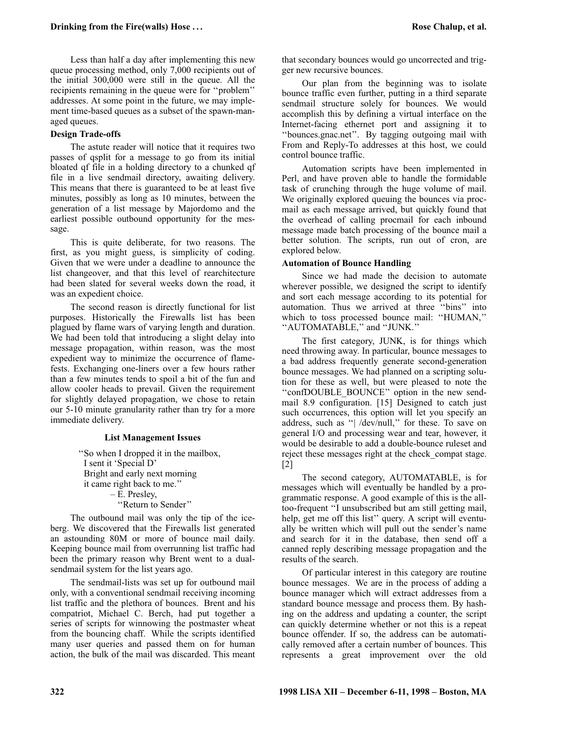Less than half a day after implementing this new queue processing method, only 7,000 recipients out of the initial 300,000 were still in the queue. All the recipients remaining in the queue were for ''problem'' addresses. At some point in the future, we may implement time-based queues as a subset of the spawn-managed queues.

### Design Trade-offs

The astute reader will notice that it requires two passes of qsplit for a message to go from its initial bloated qf file in a holding directory to a chunked qf file in a live sendmail directory, awaiting delivery. This means that there is guaranteed to be at least five minutes, possibly as long as 10 minutes, between the generation of a list message by Majordomo and the earliest possible outbound opportunity for the message.

This is quite deliberate, for two reasons. The first, as you might guess, is simplicity of coding. Given that we were under a deadline to announce the list changeover, and that this level of rearchitecture had been slated for several weeks down the road, it was an expedient choice.

The second reason is directly functional for list purposes. Historically the Firewalls list has been plagued by flame wars of varying length and duration. We had been told that introducing a slight delay into message propagation, within reason, was the most expedient way to minimize the occurrence of flamefests. Exchanging one-liners over a few hours rather than a few minutes tends to spoil a bit of the fun and allow cooler heads to prevail. Given the requirement for slightly delayed propagation, we chose to retain our 5-10 minute granularity rather than try for a more immediate delivery.

## List Management Issues

> ''So when I dropped it in the mailbox,
> I sent it 'Special D'
> Bright and early next morning
> it came right back to me.''
> – E. Presley,
> ''Return to Sender''

The outbound mail was only the tip of the iceberg. We discovered that the Firewalls list generated an astounding 80M or more of bounce mail daily. Keeping bounce mail from overrunning list traffic had been the primary reason why Brent went to a dual-sendmail system for the list years ago.

The sendmail-lists was set up for outbound mail only, with a conventional sendmail receiving incoming list traffic and the plethora of bounces. Brent and his compatriot, Michael C. Berch, had put together a series of scripts for winnowing the postmaster wheat from the bouncing chaff. While the scripts identified many user queries and passed them on for human action, the bulk of the mail was discarded. This meant that secondary bounces would go uncorrected and trigger new recursive bounces.

Our plan from the beginning was to isolate bounce traffic even further, putting in a third separate sendmail structure solely for bounces. We would accomplish this by defining a virtual interface on the Internet-facing ethernet port and assigning it to ''bounces.gnac.net''. By tagging outgoing mail with From and Reply-To addresses at this host, we could control bounce traffic.

Automation scripts have been implemented in Perl, and have proven able to handle the formidable task of crunching through the huge volume of mail. We originally explored queuing the bounces via procmail as each message arrived, but quickly found that the overhead of calling procmail for each inbound message made batch processing of the bounce mail a better solution. The scripts, run out of cron, are explored below.

### Automation of Bounce Handling

Since we had made the decision to automate wherever possible, we designed the script to identify and sort each message according to its potential for automation. Thus we arrived at three ''bins'' into which to toss processed bounce mail: ''HUMAN,'' ''AUTOMATABLE,'' and ''JUNK.''

The first category, JUNK, is for things which need throwing away. In particular, bounce messages to a bad address frequently generate second-generation bounce messages. We had planned on a scripting solution for these as well, but were pleased to note the ''confDOUBLE_BOUNCE'' option in the new sendmail 8.9 configuration. [15] Designed to catch just such occurrences, this option will let you specify an address, such as ''| /dev/null,'' for these. To save on general I/O and processing wear and tear, however, it would be desirable to add a double-bounce ruleset and reject these messages right at the check_compat stage. [2]

The second category, AUTOMATABLE, is for messages which will eventually be handled by a programmatic response. A good example of this is the all-too-frequent ''I unsubscribed but am still getting mail, help, get me off this list'' query. A script will eventually be written which will pull out the sender's name and search for it in the database, then send off a canned reply describing message propagation and the results of the search.

Of particular interest in this category are routine bounce messages. We are in the process of adding a bounce manager which will extract addresses from a standard bounce message and process them. By hashing on the address and updating a counter, the script can quickly determine whether or not this is a repeat bounce offender. If so, the address can be automatically removed after a certain number of bounces. This represents a great improvement over the old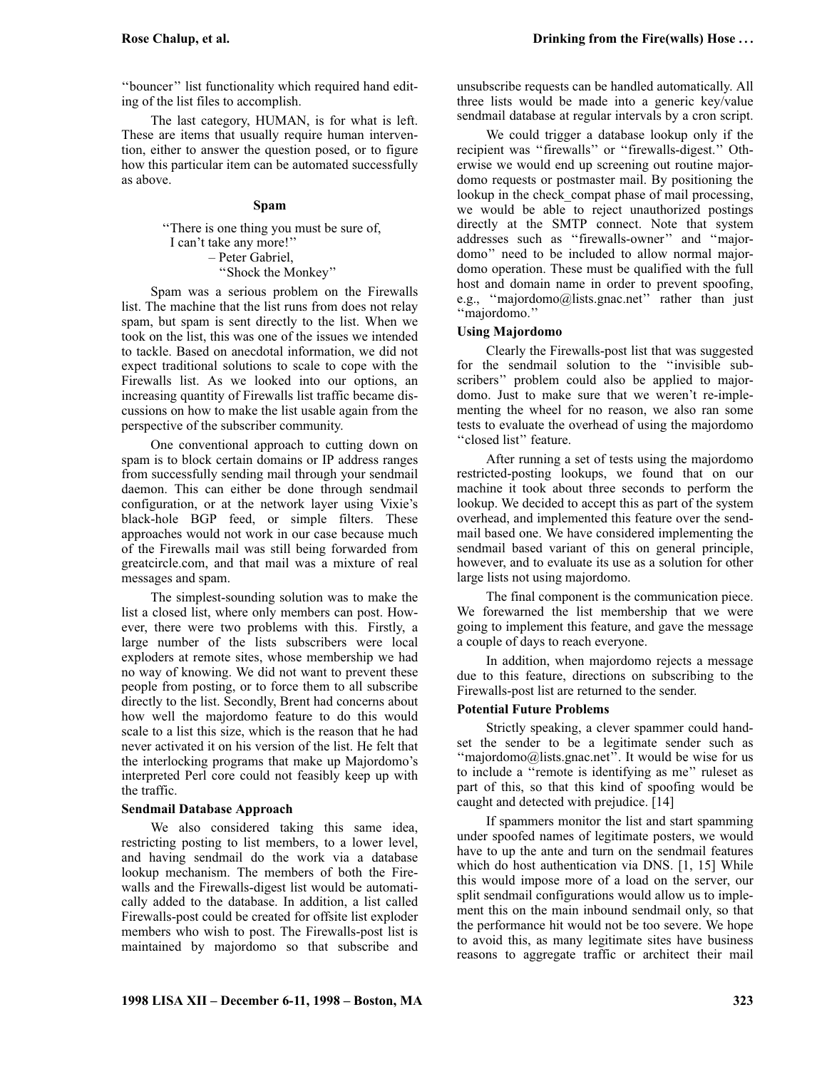''bouncer'' list functionality which required hand editing of the list files to accomplish.

The last category, HUMAN, is for what is left. These are items that usually require human intervention, either to answer the question posed, or to figure how this particular item can be automated successfully as above.

### Spam

> ''There is one thing you must be sure of,
> I can't take any more!''
> – Peter Gabriel,
> ''Shock the Monkey''

Spam was a serious problem on the Firewalls list. The machine that the list runs from does not relay spam, but spam is sent directly to the list. When we took on the list, this was one of the issues we intended to tackle. Based on anecdotal information, we did not expect traditional solutions to scale to cope with the Firewalls list. As we looked into our options, an increasing quantity of Firewalls list traffic became discussions on how to make the list usable again from the perspective of the subscriber community.

One conventional approach to cutting down on spam is to block certain domains or IP address ranges from successfully sending mail through your sendmail daemon. This can either be done through sendmail configuration, or at the network layer using Vixie's black-hole BGP feed, or simple filters. These approaches would not work in our case because much of the Firewalls mail was still being forwarded from greatcircle.com, and that mail was a mixture of real messages and spam.

The simplest-sounding solution was to make the list a closed list, where only members can post. However, there were two problems with this. Firstly, a large number of the lists subscribers were local exploders at remote sites, whose membership we had no way of knowing. We did not want to prevent these people from posting, or to force them to all subscribe directly to the list. Secondly, Brent had concerns about how well the majordomo feature to do this would scale to a list this size, which is the reason that he had never activated it on his version of the list. He felt that the interlocking programs that make up Majordomo's interpreted Perl core could not feasibly keep up with the traffic.

#### Sendmail Database Approach

We also considered taking this same idea, restricting posting to list members, to a lower level, and having sendmail do the work via a database lookup mechanism. The members of both the Firewalls and the Firewalls-digest list would be automatically added to the database. In addition, a list called Firewalls-post could be created for offsite list exploder members who wish to post. The Firewalls-post list is maintained by majordomo so that subscribe and unsubscribe requests can be handled automatically. All three lists would be made into a generic key/value sendmail database at regular intervals by a cron script.

We could trigger a database lookup only if the recipient was ''firewalls'' or ''firewalls-digest.'' Otherwise we would end up screening out routine majordomo requests or postmaster mail. By positioning the lookup in the check_compat phase of mail processing, we would be able to reject unauthorized postings directly at the SMTP connect. Note that system addresses such as ''firewalls-owner'' and ''majordomo'' need to be included to allow normal majordomo operation. These must be qualified with the full host and domain name in order to prevent spoofing, e.g., ''majordomo@lists.gnac.net'' rather than just ''majordomo.''

#### Using Majordomo

Clearly the Firewalls-post list that was suggested for the sendmail solution to the ''invisible subscribers'' problem could also be applied to majordomo. Just to make sure that we weren't re-implementing the wheel for no reason, we also ran some tests to evaluate the overhead of using the majordomo ''closed list'' feature.

After running a set of tests using the majordomo restricted-posting lookups, we found that on our machine it took about three seconds to perform the lookup. We decided to accept this as part of the system overhead, and implemented this feature over the sendmail based one. We have considered implementing the sendmail based variant of this on general principle, however, and to evaluate its use as a solution for other large lists not using majordomo.

The final component is the communication piece. We forewarned the list membership that we were going to implement this feature, and gave the message a couple of days to reach everyone.

In addition, when majordomo rejects a message due to this feature, directions on subscribing to the Firewalls-post list are returned to the sender.

#### Potential Future Problems

Strictly speaking, a clever spammer could handset the sender to be a legitimate sender such as ''majordomo@lists.gnac.net''. It would be wise for us to include a ''remote is identifying as me'' ruleset as part of this, so that this kind of spoofing would be caught and detected with prejudice. [14]

If spammers monitor the list and start spamming under spoofed names of legitimate posters, we would have to up the ante and turn on the sendmail features which do host authentication via DNS. [1, 15] While this would impose more of a load on the server, our split sendmail configurations would allow us to implement this on the main inbound sendmail only, so that the performance hit would not be too severe. We hope to avoid this, as many legitimate sites have business reasons to aggregate traffic or architect their mail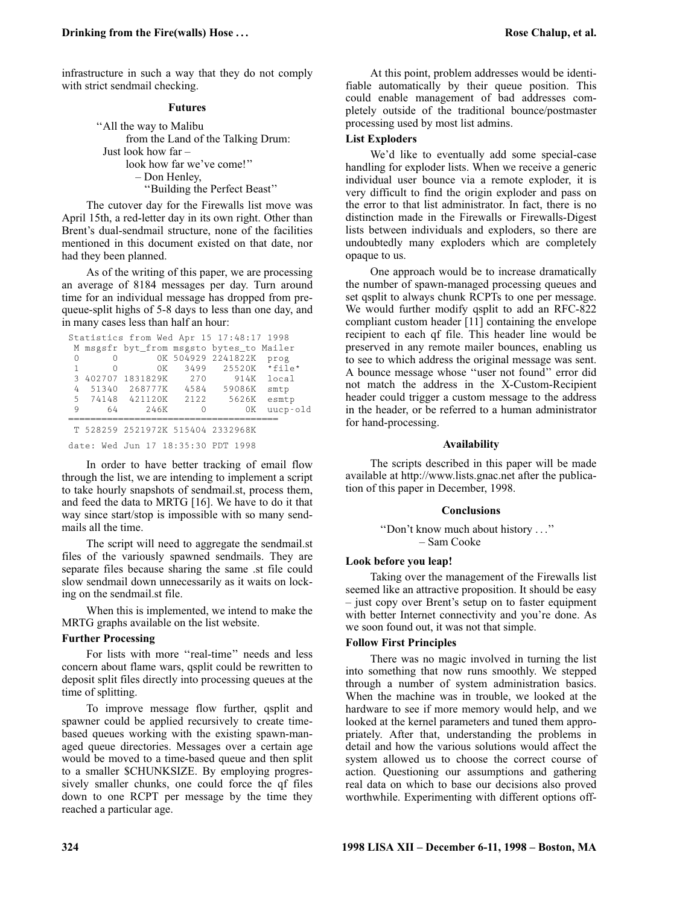infrastructure in such a way that they do not comply with strict sendmail checking.

## Futures

> "All the way to Malibu
> from the Land of the Talking Drum:
> Just look how far –
> look how far we've come!"
> – Don Henley,
> "Building the Perfect Beast"

The cutover day for the Firewalls list move was April 15th, a red-letter day in its own right. Other than Brent's dual-sendmail structure, none of the facilities mentioned in this document existed on that date, nor had they been planned.

As of the writing of this paper, we are processing an average of 8184 messages per day. Turn around time for an individual message has dropped from pre-queue-split highs of 5-8 days to less than one day, and in many cases less than half an hour:

```
Statistics from Wed Apr 15 17:48:17 1998
 M msgsfr byt_from msgsto bytes_to Mailer
 0      0       0K 504929 2241822K  prog
 1      0       0K   3499   25520K  *file*
 3 402707 1831829K    270     914K  local
 4  51340  268777K   4584   59086K  smtp
 5  74148  421120K   2122    5626K  esmtp
 9     64     246K      0       0K  uucp-old
=====================================
 T 528259 2521972K 515404 2332968K

date: Wed Jun 17 18:35:30 PDT 1998
```

In order to have better tracking of email flow through the list, we are intending to implement a script to take hourly snapshots of sendmail.st, process them, and feed the data to MRTG [16]. We have to do it that way since start/stop is impossible with so many sendmails all the time.

The script will need to aggregate the sendmail.st files of the variously spawned sendmails. They are separate files because sharing the same .st file could slow sendmail down unnecessarily as it waits on locking on the sendmail.st file.

When this is implemented, we intend to make the MRTG graphs available on the list website.

### Further Processing

For lists with more "real-time" needs and less concern about flame wars, qsplit could be rewritten to deposit split files directly into processing queues at the time of splitting.

To improve message flow further, qsplit and spawner could be applied recursively to create time-based queues working with the existing spawn-managed queue directories. Messages over a certain age would be moved to a time-based queue and then split to a smaller $CHUNKSIZE. By employing progressively smaller chunks, one could force the qf files down to one RCPT per message by the time they reached a particular age.

At this point, problem addresses would be identifiable automatically by their queue position. This could enable management of bad addresses completely outside of the traditional bounce/postmaster processing used by most list admins.

### List Exploders

We'd like to eventually add some special-case handling for exploder lists. When we receive a generic individual user bounce via a remote exploder, it is very difficult to find the origin exploder and pass on the error to that list administrator. In fact, there is no distinction made in the Firewalls or Firewalls-Digest lists between individuals and exploders, so there are undoubtedly many exploders which are completely opaque to us.

One approach would be to increase dramatically the number of spawn-managed processing queues and set qsplit to always chunk RCPTs to one per message. We would further modify qsplit to add an RFC-822 compliant custom header [11] containing the envelope recipient to each qf file. This header line would be preserved in any remote mailer bounces, enabling us to see to which address the original message was sent. A bounce message whose "user not found" error did not match the address in the X-Custom-Recipient header could trigger a custom message to the address in the header, or be referred to a human administrator for hand-processing.

## Availability

The scripts described in this paper will be made available at http://www.lists.gnac.net after the publication of this paper in December, 1998.

## Conclusions

> "Don't know much about history . . ."
> – Sam Cooke

### Look before you leap!

Taking over the management of the Firewalls list seemed like an attractive proposition. It should be easy – just copy over Brent's setup on to faster equipment with better Internet connectivity and you're done. As we soon found out, it was not that simple.

### Follow First Principles

There was no magic involved in turning the list into something that now runs smoothly. We stepped through a number of system administration basics. When the machine was in trouble, we looked at the hardware to see if more memory would help, and we looked at the kernel parameters and tuned them appropriately. After that, understanding the problems in detail and how the various solutions would affect the system allowed us to choose the correct course of action. Questioning our assumptions and gathering real data on which to base our decisions also proved worthwhile. Experimenting with different options off-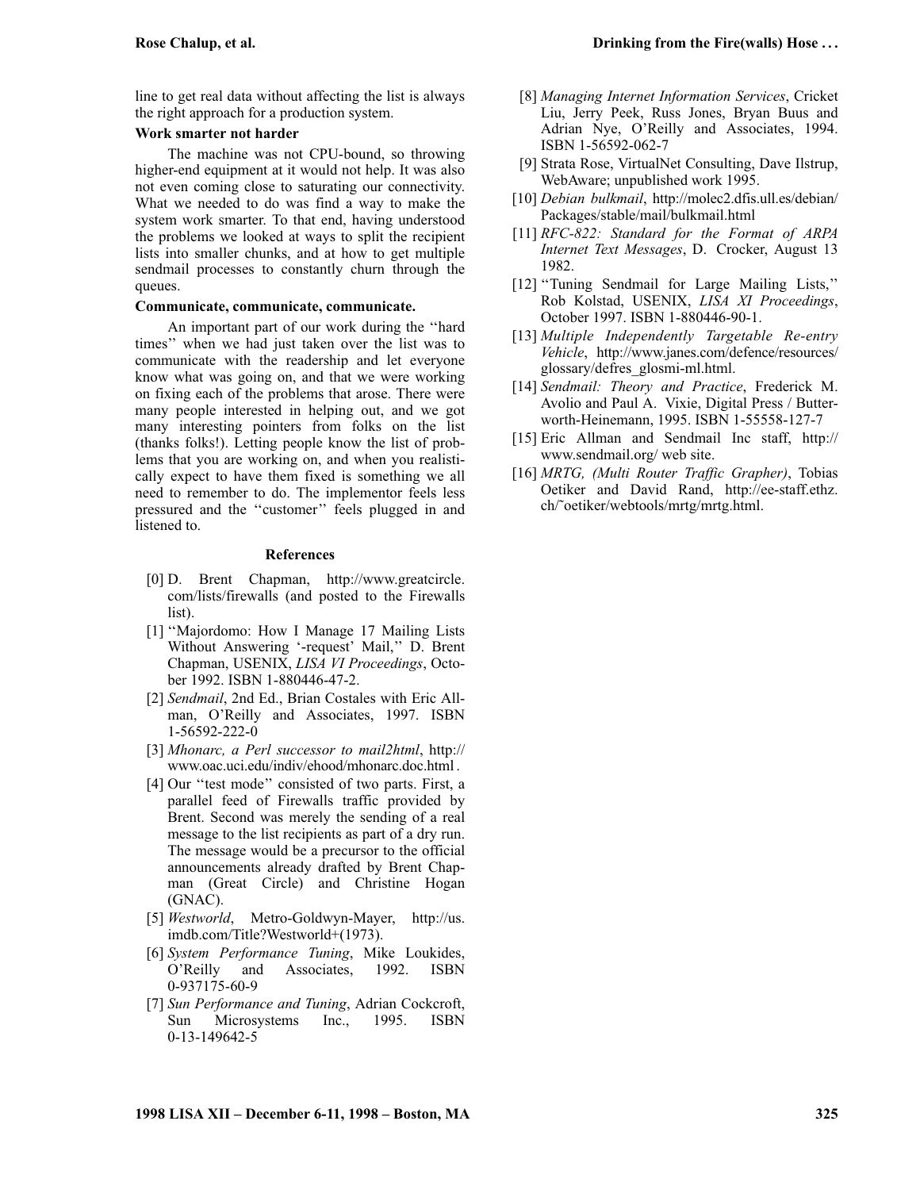line to get real data without affecting the list is always the right approach for a production system.

**Work smarter not harder**

The machine was not CPU-bound, so throwing higher-end equipment at it would not help. It was also not even coming close to saturating our connectivity. What we needed to do was find a way to make the system work smarter. To that end, having understood the problems we looked at ways to split the recipient lists into smaller chunks, and at how to get multiple sendmail processes to constantly churn through the queues.

**Communicate, communicate, communicate.**

An important part of our work during the ''hard times'' when we had just taken over the list was to communicate with the readership and let everyone know what was going on, and that we were working on fixing each of the problems that arose. There were many people interested in helping out, and we got many interesting pointers from folks on the list (thanks folks!). Letting people know the list of problems that you are working on, and when you realistically expect to have them fixed is something we all need to remember to do. The implementor feels less pressured and the ''customer'' feels plugged in and listened to.

## References

[0] D. Brent Chapman, http://www.greatcircle.com/lists/firewalls (and posted to the Firewalls list).

[1] ''Majordomo: How I Manage 17 Mailing Lists Without Answering '-request' Mail,'' D. Brent Chapman, USENIX, *LISA VI Proceedings*, October 1992. ISBN 1-880446-47-2.

[2] *Sendmail*, 2nd Ed., Brian Costales with Eric Allman, O'Reilly and Associates, 1997. ISBN 1-56592-222-0

[3] *Mhonarc, a Perl successor to mail2html*, http://www.oac.uci.edu/indiv/ehood/mhonarc.doc.html.

[4] Our ''test mode'' consisted of two parts. First, a parallel feed of Firewalls traffic provided by Brent. Second was merely the sending of a real message to the list recipients as part of a dry run. The message would be a precursor to the official announcements already drafted by Brent Chapman (Great Circle) and Christine Hogan (GNAC).

[5] *Westworld*, Metro-Goldwyn-Mayer, http://us.imdb.com/Title?Westworld+(1973).

[6] *System Performance Tuning*, Mike Loukides, O'Reilly and Associates, 1992. ISBN 0-937175-60-9

[7] *Sun Performance and Tuning*, Adrian Cockcroft, Sun Microsystems Inc., 1995. ISBN 0-13-149642-5

[8] *Managing Internet Information Services*, Cricket Liu, Jerry Peek, Russ Jones, Bryan Buus and Adrian Nye, O'Reilly and Associates, 1994. ISBN 1-56592-062-7

[9] Strata Rose, VirtualNet Consulting, Dave Ilstrup, WebAware; unpublished work 1995.

[10] *Debian bulkmail*, http://molec2.dfis.ull.es/debian/Packages/stable/mail/bulkmail.html

[11] *RFC-822: Standard for the Format of ARPA Internet Text Messages*, D. Crocker, August 13 1982.

[12] ''Tuning Sendmail for Large Mailing Lists,'' Rob Kolstad, USENIX, *LISA XI Proceedings*, October 1997. ISBN 1-880446-90-1.

[13] *Multiple Independently Targetable Re-entry Vehicle*, http://www.janes.com/defence/resources/glossary/defres_glosmi-ml.html.

[14] *Sendmail: Theory and Practice*, Frederick M. Avolio and Paul A. Vixie, Digital Press / Butterworth-Heinemann, 1995. ISBN 1-55558-127-7

[15] Eric Allman and Sendmail Inc staff, http://www.sendmail.org/ web site.

[16] *MRTG, (Multi Router Traffic Grapher)*, Tobias Oetiker and David Rand, http://ee-staff.ethz.ch/~oetiker/webtools/mrtg/mrtg.html.